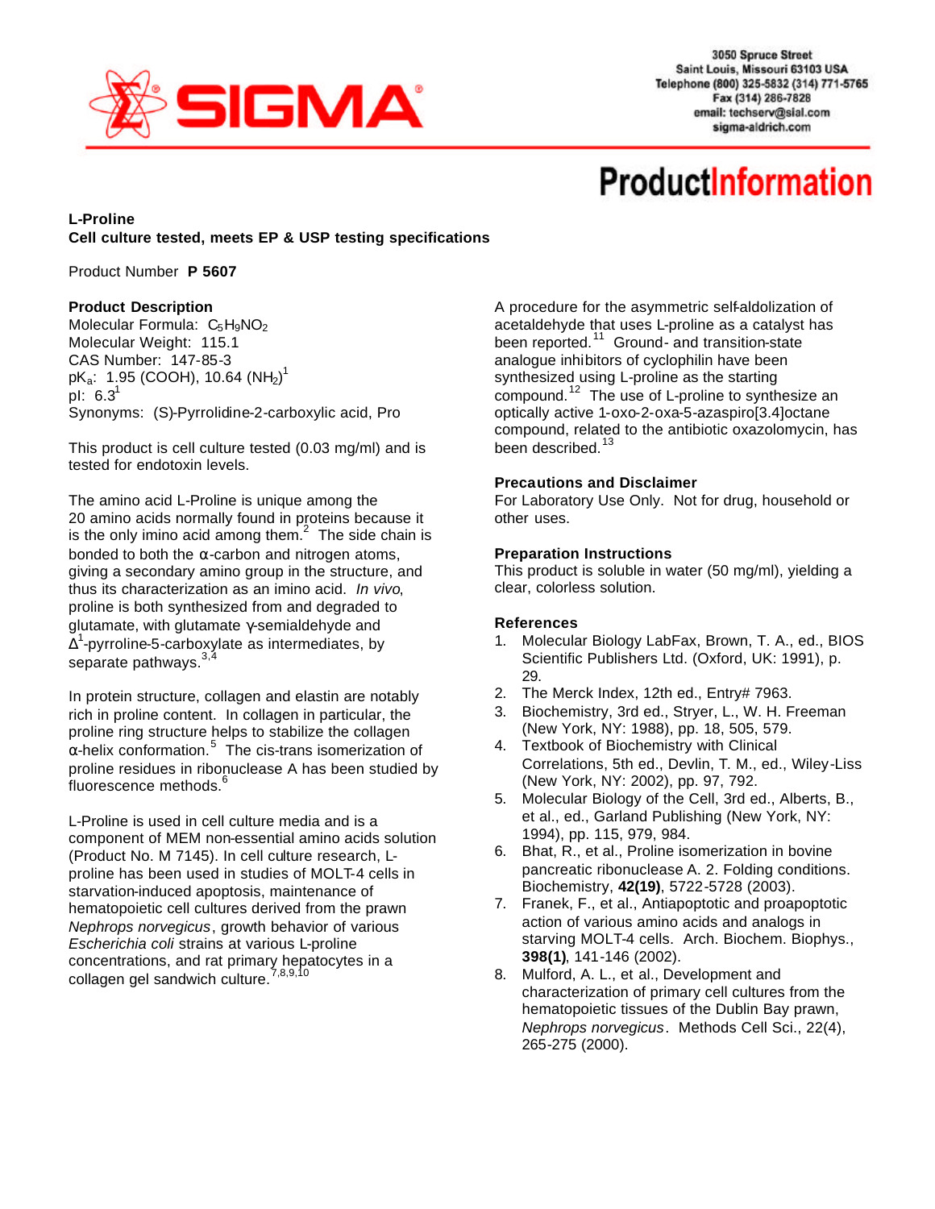SIGMA

3050 Spruce Street
Saint Louis, Missouri 63103 USA
Telephone (800) 325-5832 (314) 771-5765
Fax (314) 286-7828
email: techserv@sial.com
sigma-aldrich.com

# ProductInformation

**L-Proline**
**Cell culture tested, meets EP & USP testing specifications**

Product Number **P 5607**

**Product Description**
Molecular Formula: $C_5H_9NO_2$
Molecular Weight: 115.1
CAS Number: 147-85-3
$pK_a$: 1.95 (COOH), 10.64 ($NH_2$)[1]
pI: 6.3[1]
Synonyms: (S)-Pyrrolidine-2-carboxylic acid, Pro

This product is cell culture tested (0.03 mg/ml) and is tested for endotoxin levels.

The amino acid L-Proline is unique among the 20 amino acids normally found in proteins because it is the only imino acid among them.[2] The side chain is bonded to both the α-carbon and nitrogen atoms, giving a secondary amino group in the structure, and thus its characterization as an imino acid. *In vivo*, proline is both synthesized from and degraded to glutamate, with glutamate γ-semialdehyde and $\Delta^1$-pyrroline-5-carboxylate as intermediates, by separate pathways.[3,4]

In protein structure, collagen and elastin are notably rich in proline content. In collagen in particular, the proline ring structure helps to stabilize the collagen α-helix conformation.[5] The cis-trans isomerization of proline residues in ribonuclease A has been studied by fluorescence methods.[6]

L-Proline is used in cell culture media and is a component of MEM non-essential amino acids solution (Product No. M 7145). In cell culture research, L-proline has been used in studies of MOLT-4 cells in starvation-induced apoptosis, maintenance of hematopoietic cell cultures derived from the prawn *Nephrops norvegicus*, growth behavior of various *Escherichia coli* strains at various L-proline concentrations, and rat primary hepatocytes in a collagen gel sandwich culture.[7,8,9,10]

A procedure for the asymmetric self-aldolization of acetaldehyde that uses L-proline as a catalyst has been reported.[11] Ground- and transition-state analogue inhibitors of cyclophilin have been synthesized using L-proline as the starting compound.[12] The use of L-proline to synthesize an optically active 1-oxo-2-oxa-5-azaspiro[3.4]octane compound, related to the antibiotic oxazolomycin, has been described.[13]

**Precautions and Disclaimer**
For Laboratory Use Only. Not for drug, household or other uses.

**Preparation Instructions**
This product is soluble in water (50 mg/ml), yielding a clear, colorless solution.

**References**

1. Molecular Biology LabFax, Brown, T. A., ed., BIOS Scientific Publishers Ltd. (Oxford, UK: 1991), p. 29.
2. The Merck Index, 12th ed., Entry# 7963.
3. Biochemistry, 3rd ed., Stryer, L., W. H. Freeman (New York, NY: 1988), pp. 18, 505, 579.
4. Textbook of Biochemistry with Clinical Correlations, 5th ed., Devlin, T. M., ed., Wiley-Liss (New York, NY: 2002), pp. 97, 792.
5. Molecular Biology of the Cell, 3rd ed., Alberts, B., et al., ed., Garland Publishing (New York, NY: 1994), pp. 115, 979, 984.
6. Bhat, R., et al., Proline isomerization in bovine pancreatic ribonuclease A. 2. Folding conditions. Biochemistry, **42(19)**, 5722-5728 (2003).
7. Franek, F., et al., Antiapoptotic and proapoptotic action of various amino acids and analogs in starving MOLT-4 cells. Arch. Biochem. Biophys., **398(1)**, 141-146 (2002).
8. Mulford, A. L., et al., Development and characterization of primary cell cultures from the hematopoietic tissues of the Dublin Bay prawn, *Nephrops norvegicus*. Methods Cell Sci., 22(4), 265-275 (2000).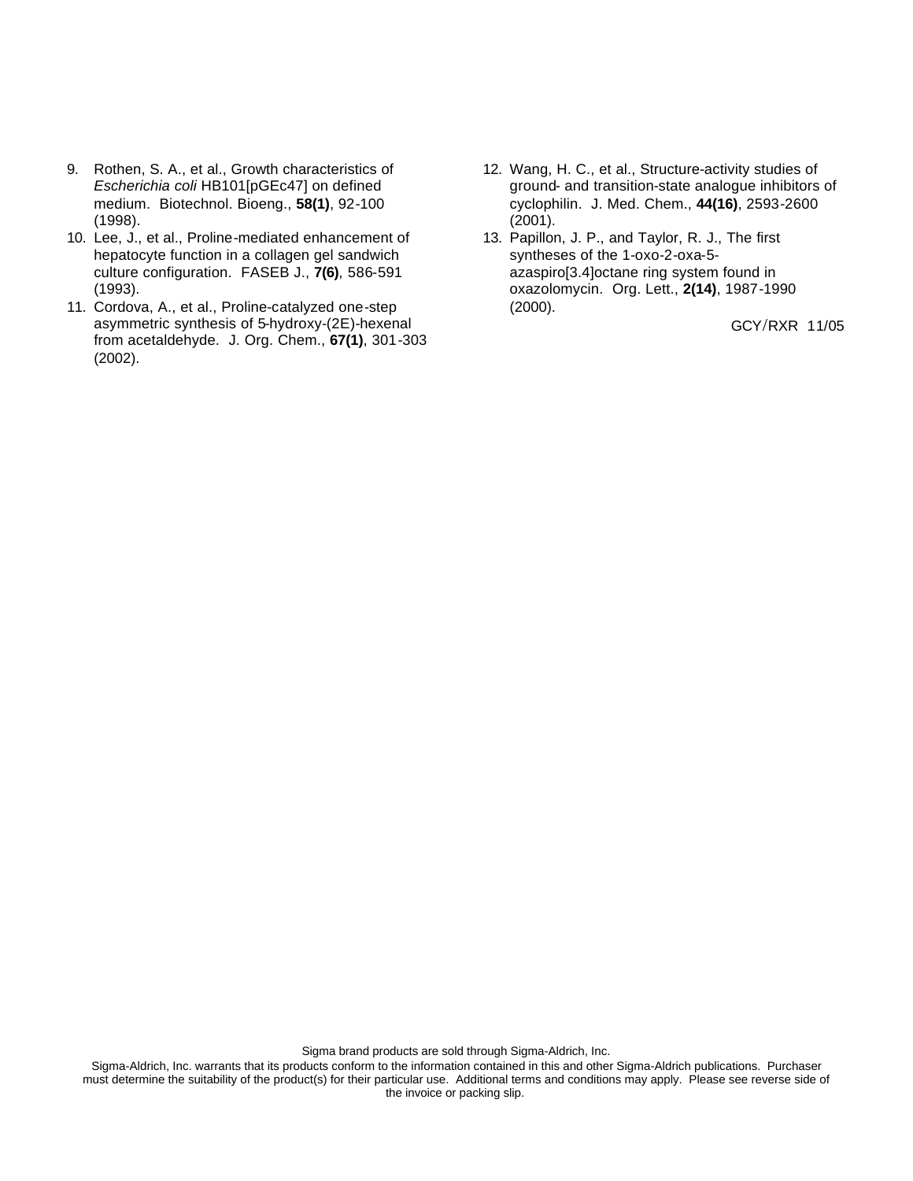9. Rothen, S. A., et al., Growth characteristics of *Escherichia coli* HB101[pGEc47] on defined medium. Biotechnol. Bioeng., **58(1)**, 92-100 (1998).
10. Lee, J., et al., Proline-mediated enhancement of hepatocyte function in a collagen gel sandwich culture configuration. FASEB J., **7(6)**, 586-591 (1993).
11. Cordova, A., et al., Proline-catalyzed one-step asymmetric synthesis of 5-hydroxy-(2E)-hexenal from acetaldehyde. J. Org. Chem., **67(1)**, 301-303 (2002).
12. Wang, H. C., et al., Structure-activity studies of ground- and transition-state analogue inhibitors of cyclophilin. J. Med. Chem., **44(16)**, 2593-2600 (2001).
13. Papillon, J. P., and Taylor, R. J., The first syntheses of the 1-oxo-2-oxa-5-azaspiro[3.4]octane ring system found in oxazolomycin. Org. Lett., **2(14)**, 1987-1990 (2000).

GCY/RXR 11/05

Sigma brand products are sold through Sigma-Aldrich, Inc.

Sigma-Aldrich, Inc. warrants that its products conform to the information contained in this and other Sigma-Aldrich publications. Purchaser must determine the suitability of the product(s) for their particular use. Additional terms and conditions may apply. Please see reverse side of the invoice or packing slip.